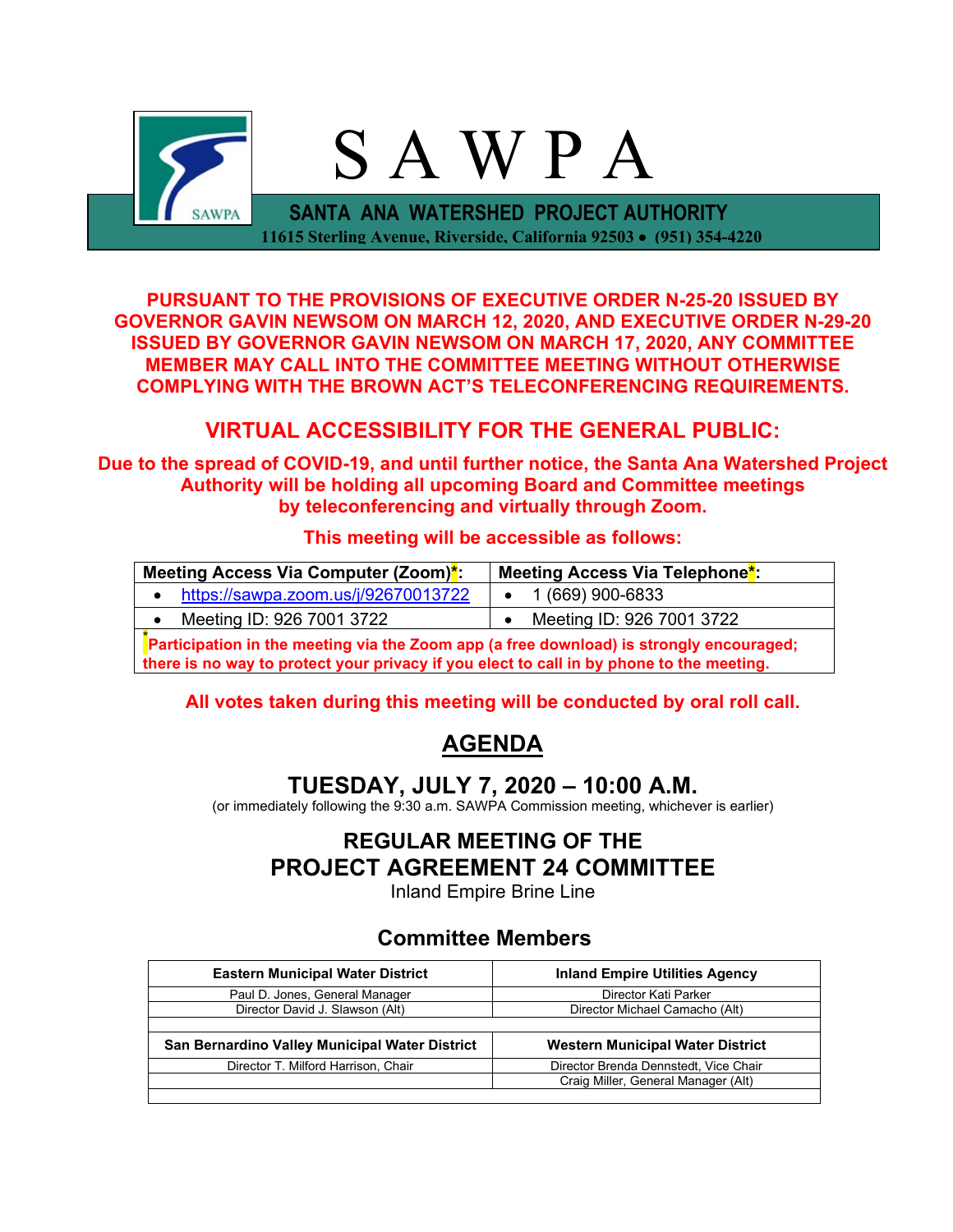# S A W P A

**SANTA ANA WATERSHED PROJECT AUTHORITY**

**11615 Sterling Avenue, Riverside, California 92503 • (951) 354-4220**

**PURSUANT TO THE PROVISIONS OF EXECUTIVE ORDER N-25-20 ISSUED BY GOVERNOR GAVIN NEWSOM ON MARCH 12, 2020, AND EXECUTIVE ORDER N-29-20 ISSUED BY GOVERNOR GAVIN NEWSOM ON MARCH 17, 2020, ANY COMMITTEE MEMBER MAY CALL INTO THE COMMITTEE MEETING WITHOUT OTHERWISE COMPLYING WITH THE BROWN ACT'S TELECONFERENCING REQUIREMENTS.**

## VIRTUAL ACCESSIBILITY FOR THE GENERAL PUBLIC:

**Due to the spread of COVID-19, and until further notice, the Santa Ana Watershed Project Authority will be holding all upcoming Board and Committee meetings by teleconferencing and virtually through Zoom.**

**This meeting will be accessible as follows:**

| Meeting Access Via Computer (Zoom)*: | Meeting Access Via Telephone*: |
|---|---|
| • https://sawpa.zoom.us/j/92670013722 | • 1 (669) 900-6833 |
| • Meeting ID: 926 7001 3722 | • Meeting ID: 926 7001 3722 |
| *Participation in the meeting via the Zoom app (a free download) is strongly encouraged; there is no way to protect your privacy if you elect to call in by phone to the meeting. | |

**All votes taken during this meeting will be conducted by oral roll call.**

# AGENDA

## TUESDAY, JULY 7, 2020 – 10:00 A.M.

(or immediately following the 9:30 a.m. SAWPA Commission meeting, whichever is earlier)

## REGULAR MEETING OF THE PROJECT AGREEMENT 24 COMMITTEE

Inland Empire Brine Line

### Committee Members

| Eastern Municipal Water District | Inland Empire Utilities Agency |
|---|---|
| Paul D. Jones, General Manager | Director Kati Parker |
| Director David J. Slawson (Alt) | Director Michael Camacho (Alt) |
| **San Bernardino Valley Municipal Water District** | **Western Municipal Water District** |
| Director T. Milford Harrison, Chair | Director Brenda Dennstedt, Vice Chair |
| | Craig Miller, General Manager (Alt) |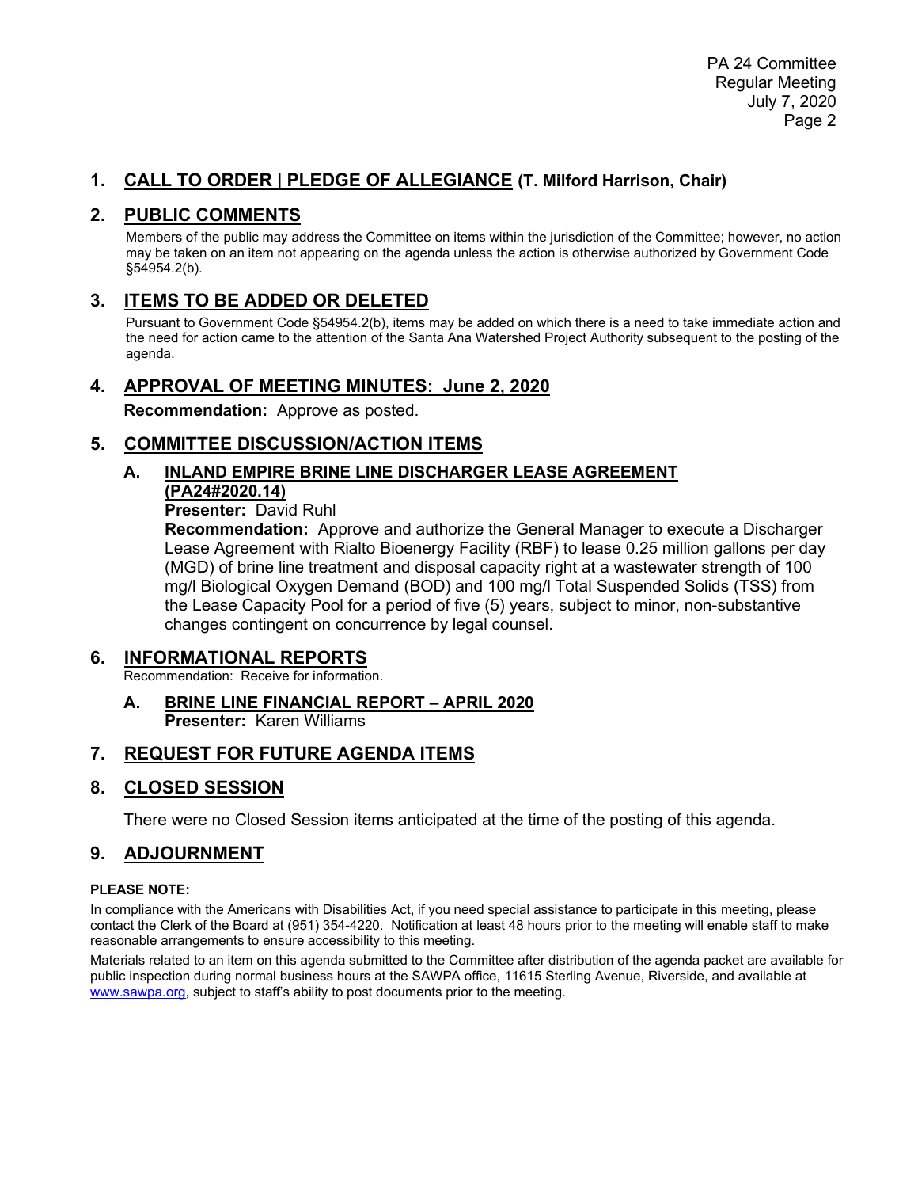## 1. CALL TO ORDER | PLEDGE OF ALLEGIANCE (T. Milford Harrison, Chair)

## 2. PUBLIC COMMENTS

Members of the public may address the Committee on items within the jurisdiction of the Committee; however, no action may be taken on an item not appearing on the agenda unless the action is otherwise authorized by Government Code §54954.2(b).

## 3. ITEMS TO BE ADDED OR DELETED

Pursuant to Government Code §54954.2(b), items may be added on which there is a need to take immediate action and the need for action came to the attention of the Santa Ana Watershed Project Authority subsequent to the posting of the agenda.

## 4. APPROVAL OF MEETING MINUTES: June 2, 2020

**Recommendation:** Approve as posted.

## 5. COMMITTEE DISCUSSION/ACTION ITEMS

### A. INLAND EMPIRE BRINE LINE DISCHARGER LEASE AGREEMENT (PA24#2020.14)

**Presenter:** David Ruhl

**Recommendation:** Approve and authorize the General Manager to execute a Discharger Lease Agreement with Rialto Bioenergy Facility (RBF) to lease 0.25 million gallons per day (MGD) of brine line treatment and disposal capacity right at a wastewater strength of 100 mg/l Biological Oxygen Demand (BOD) and 100 mg/l Total Suspended Solids (TSS) from the Lease Capacity Pool for a period of five (5) years, subject to minor, non-substantive changes contingent on concurrence by legal counsel.

## 6. INFORMATIONAL REPORTS

Recommendation: Receive for information.

### A. BRINE LINE FINANCIAL REPORT – APRIL 2020

**Presenter:** Karen Williams

## 7. REQUEST FOR FUTURE AGENDA ITEMS

## 8. CLOSED SESSION

There were no Closed Session items anticipated at the time of the posting of this agenda.

## 9. ADJOURNMENT

**PLEASE NOTE:**

In compliance with the Americans with Disabilities Act, if you need special assistance to participate in this meeting, please contact the Clerk of the Board at (951) 354-4220. Notification at least 48 hours prior to the meeting will enable staff to make reasonable arrangements to ensure accessibility to this meeting.

Materials related to an item on this agenda submitted to the Committee after distribution of the agenda packet are available for public inspection during normal business hours at the SAWPA office, 11615 Sterling Avenue, Riverside, and available at www.sawpa.org, subject to staff's ability to post documents prior to the meeting.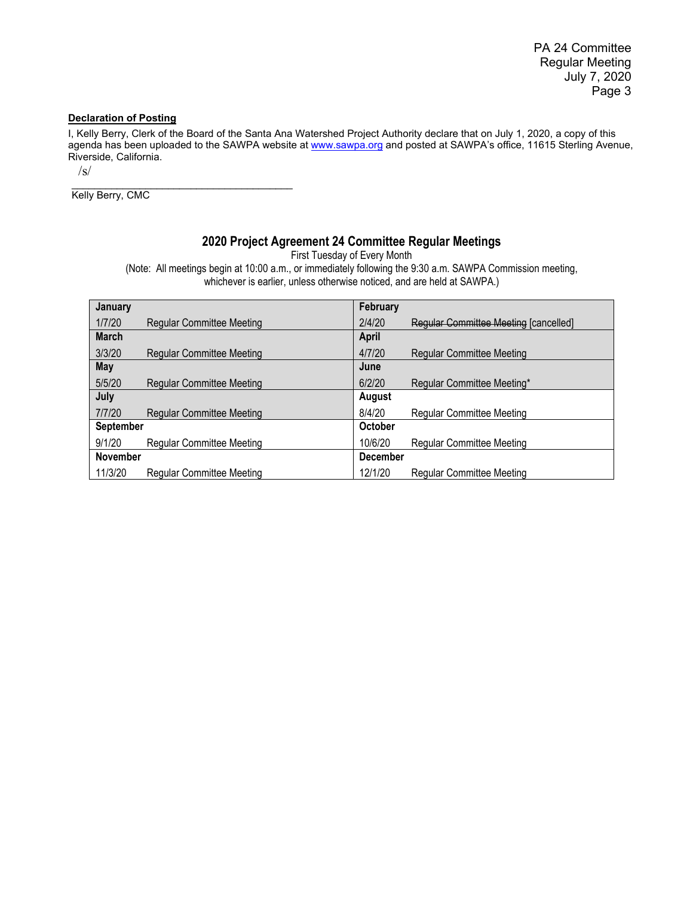**Declaration of Posting**

I, Kelly Berry, Clerk of the Board of the Santa Ana Watershed Project Authority declare that on July 1, 2020, a copy of this agenda has been uploaded to the SAWPA website at www.sawpa.org and posted at SAWPA's office, 11615 Sterling Avenue, Riverside, California.

/s/

Kelly Berry, CMC

## 2020 Project Agreement 24 Committee Regular Meetings

First Tuesday of Every Month

(Note: All meetings begin at 10:00 a.m., or immediately following the 9:30 a.m. SAWPA Commission meeting, whichever is earlier, unless otherwise noticed, and are held at SAWPA.)

| | | | |
|---|---|---|---|
| **January** | | **February** | |
| 1/7/20 | Regular Committee Meeting | 2/4/20 | ~~Regular Committee Meeting~~ [cancelled] |
| **March** | | **April** | |
| 3/3/20 | Regular Committee Meeting | 4/7/20 | Regular Committee Meeting |
| **May** | | **June** | |
| 5/5/20 | Regular Committee Meeting | 6/2/20 | Regular Committee Meeting* |
| **July** | | **August** | |
| 7/7/20 | Regular Committee Meeting | 8/4/20 | Regular Committee Meeting |
| **September** | | **October** | |
| 9/1/20 | Regular Committee Meeting | 10/6/20 | Regular Committee Meeting |
| **November** | | **December** | |
| 11/3/20 | Regular Committee Meeting | 12/1/20 | Regular Committee Meeting |